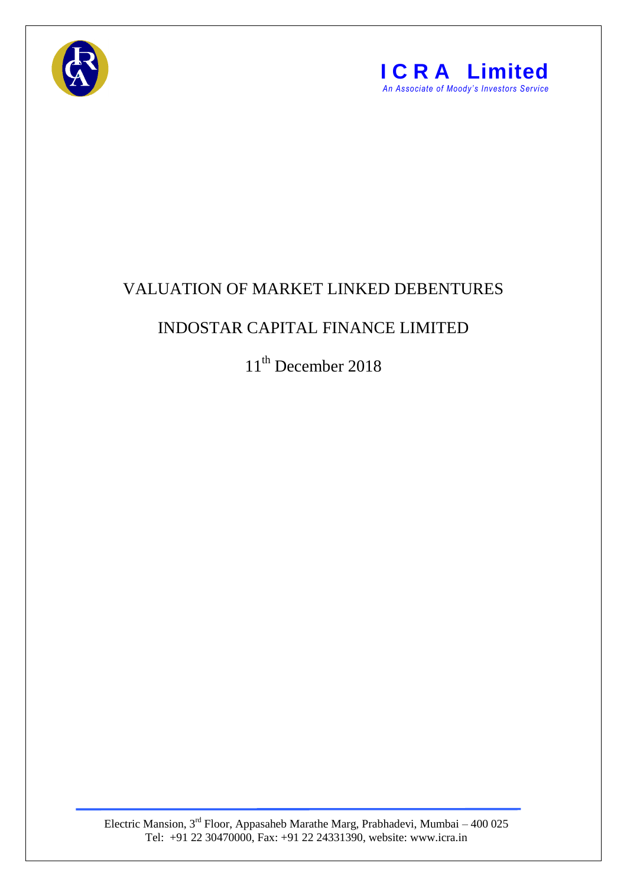**ICRA Limited**

*An Associate of Moody's Investors Service*

# VALUATION OF MARKET LINKED DEBENTURES

## INDOSTAR CAPITAL FINANCE LIMITED

11th December 2018

Electric Mansion, 3rd Floor, Appasaheb Marathe Marg, Prabhadevi, Mumbai – 400 025
Tel: +91 22 30470000, Fax: +91 22 24331390, website: www.icra.in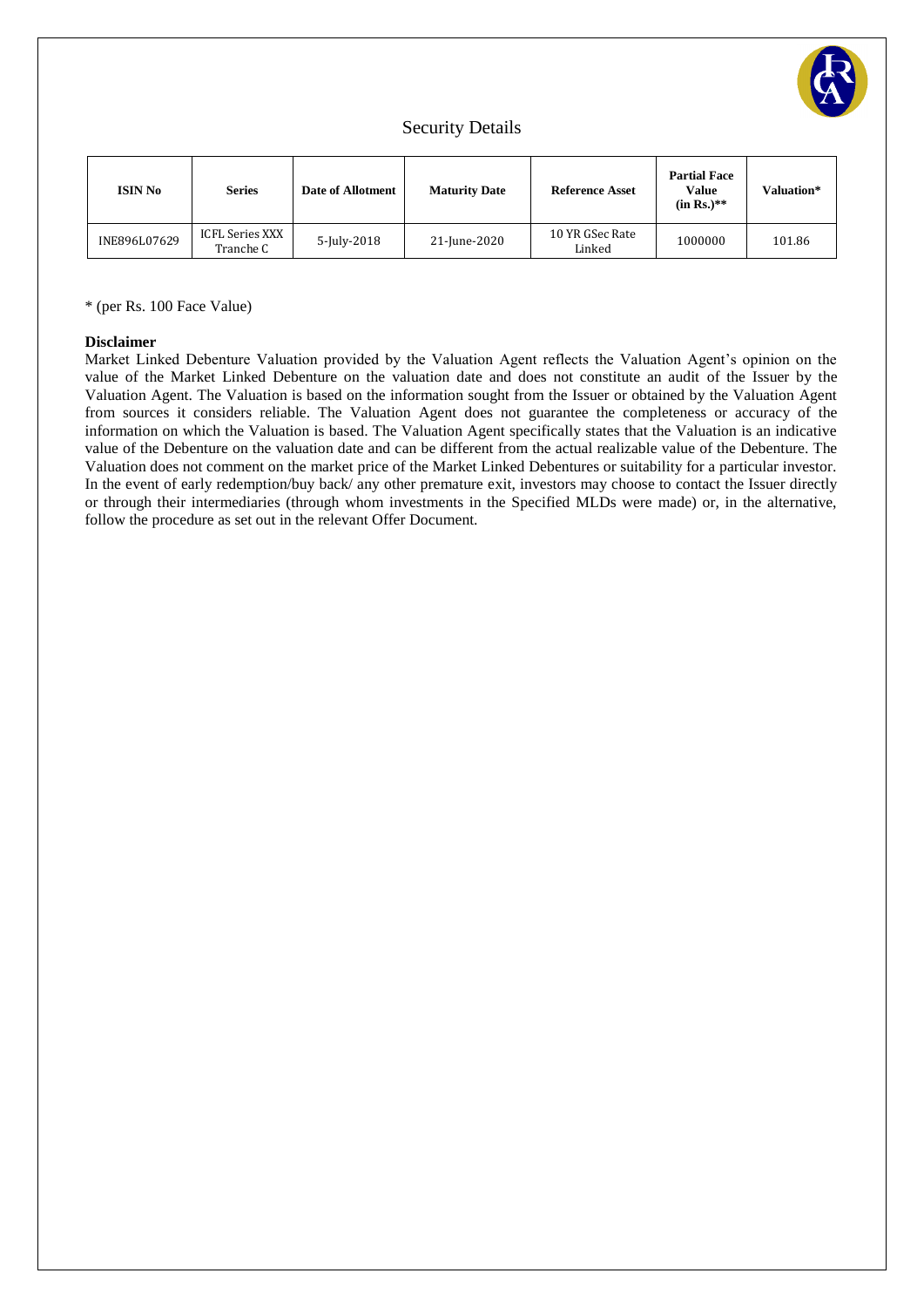## Security Details

| ISIN No | Series | Date of Allotment | Maturity Date | Reference Asset | Partial Face Value (in Rs.)** | Valuation* |
|---|---|---|---|---|---|---|
| INE896L07629 | ICFL Series XXX Tranche C | 5-July-2018 | 21-June-2020 | 10 YR GSec Rate Linked | 1000000 | 101.86 |

* (per Rs. 100 Face Value)

**Disclaimer**

Market Linked Debenture Valuation provided by the Valuation Agent reflects the Valuation Agent's opinion on the value of the Market Linked Debenture on the valuation date and does not constitute an audit of the Issuer by the Valuation Agent. The Valuation is based on the information sought from the Issuer or obtained by the Valuation Agent from sources it considers reliable. The Valuation Agent does not guarantee the completeness or accuracy of the information on which the Valuation is based. The Valuation Agent specifically states that the Valuation is an indicative value of the Debenture on the valuation date and can be different from the actual realizable value of the Debenture. The Valuation does not comment on the market price of the Market Linked Debentures or suitability for a particular investor. In the event of early redemption/buy back/ any other premature exit, investors may choose to contact the Issuer directly or through their intermediaries (through whom investments in the Specified MLDs were made) or, in the alternative, follow the procedure as set out in the relevant Offer Document.